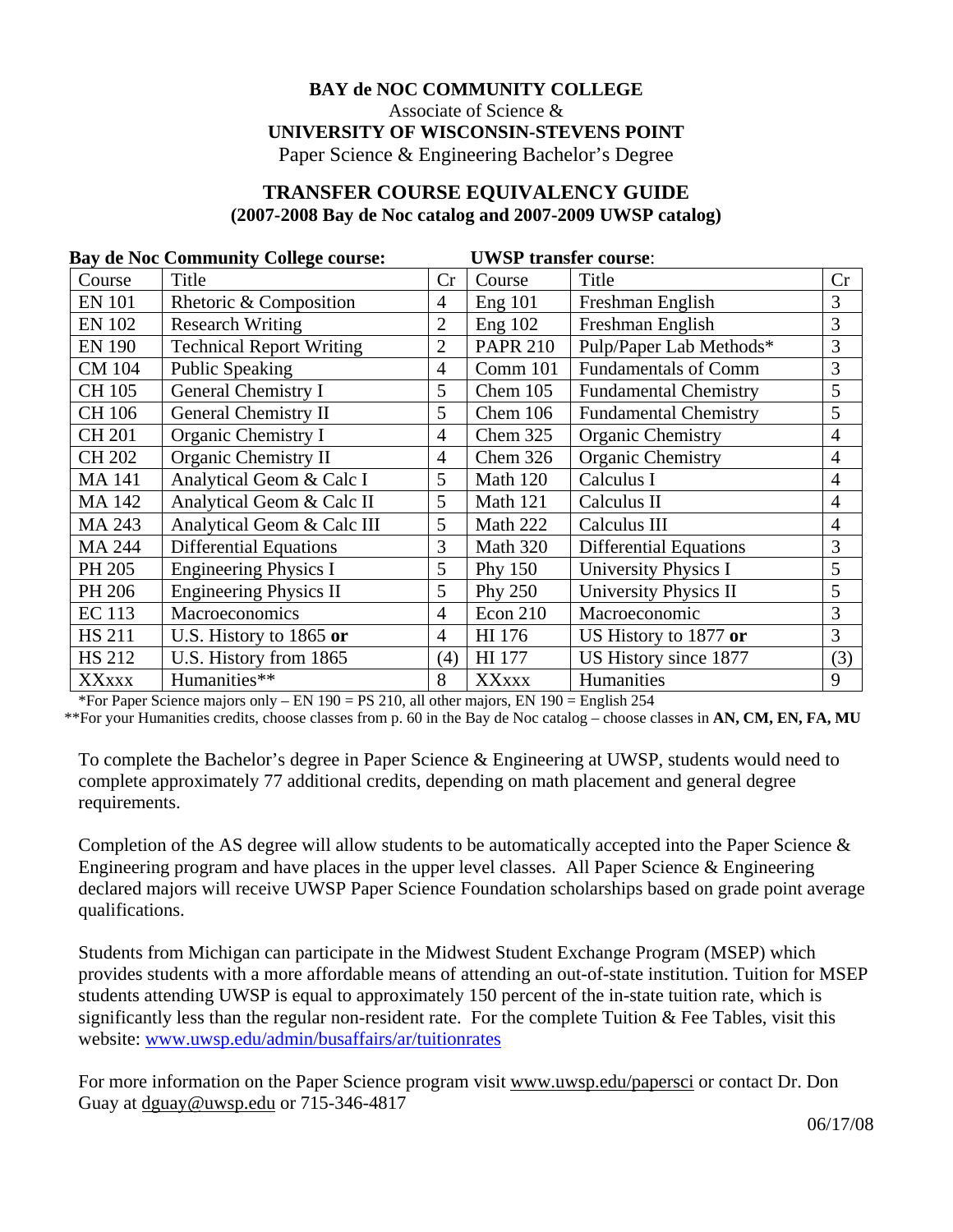**BAY de NOC COMMUNITY COLLEGE**

Associate of Science &

**UNIVERSITY OF WISCONSIN-STEVENS POINT**

Paper Science & Engineering Bachelor's Degree

## TRANSFER COURSE EQUIVALENCY GUIDE

**(2007-2008 Bay de Noc catalog and 2007-2009 UWSP catalog)**

| **Bay de Noc Community College course:** | | | **UWSP transfer course**: | | |
|---|---|---|---|---|---|
| Course | Title | Cr | Course | Title | Cr |
| EN 101 | Rhetoric & Composition | 4 | Eng 101 | Freshman English | 3 |
| EN 102 | Research Writing | 2 | Eng 102 | Freshman English | 3 |
| EN 190 | Technical Report Writing | 2 | PAPR 210 | Pulp/Paper Lab Methods* | 3 |
| CM 104 | Public Speaking | 4 | Comm 101 | Fundamentals of Comm | 3 |
| CH 105 | General Chemistry I | 5 | Chem 105 | Fundamental Chemistry | 5 |
| CH 106 | General Chemistry II | 5 | Chem 106 | Fundamental Chemistry | 5 |
| CH 201 | Organic Chemistry I | 4 | Chem 325 | Organic Chemistry | 4 |
| CH 202 | Organic Chemistry II | 4 | Chem 326 | Organic Chemistry | 4 |
| MA 141 | Analytical Geom & Calc I | 5 | Math 120 | Calculus I | 4 |
| MA 142 | Analytical Geom & Calc II | 5 | Math 121 | Calculus II | 4 |
| MA 243 | Analytical Geom & Calc III | 5 | Math 222 | Calculus III | 4 |
| MA 244 | Differential Equations | 3 | Math 320 | Differential Equations | 3 |
| PH 205 | Engineering Physics I | 5 | Phy 150 | University Physics I | 5 |
| PH 206 | Engineering Physics II | 5 | Phy 250 | University Physics II | 5 |
| EC 113 | Macroeconomics | 4 | Econ 210 | Macroeconomic | 3 |
| HS 211 | U.S. History to 1865 **or** | 4 | HI 176 | US History to 1877 **or** | 3 |
| HS 212 | U.S. History from 1865 | (4) | HI 177 | US History since 1877 | (3) |
| XXxxx | Humanities** | 8 | XXxxx | Humanities | 9 |

*For Paper Science majors only – EN 190 = PS 210, all other majors, EN 190 = English 254

**For your Humanities credits, choose classes from p. 60 in the Bay de Noc catalog – choose classes in **AN, CM, EN, FA, MU**

To complete the Bachelor's degree in Paper Science & Engineering at UWSP, students would need to complete approximately 77 additional credits, depending on math placement and general degree requirements.

Completion of the AS degree will allow students to be automatically accepted into the Paper Science & Engineering program and have places in the upper level classes. All Paper Science & Engineering declared majors will receive UWSP Paper Science Foundation scholarships based on grade point average qualifications.

Students from Michigan can participate in the Midwest Student Exchange Program (MSEP) which provides students with a more affordable means of attending an out-of-state institution. Tuition for MSEP students attending UWSP is equal to approximately 150 percent of the in-state tuition rate, which is significantly less than the regular non-resident rate. For the complete Tuition & Fee Tables, visit this website: www.uwsp.edu/admin/busaffairs/ar/tuitionrates

For more information on the Paper Science program visit www.uwsp.edu/papersci or contact Dr. Don Guay at dguay@uwsp.edu or 715-346-4817

06/17/08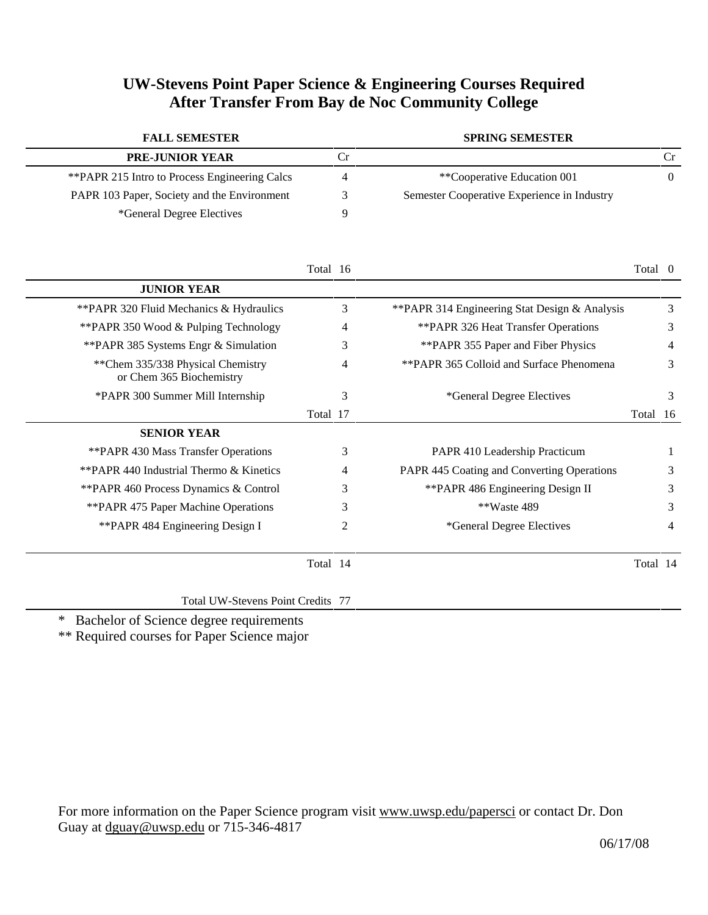# UW-Stevens Point Paper Science & Engineering Courses Required After Transfer From Bay de Noc Community College

| FALL SEMESTER | Cr | SPRING SEMESTER | Cr |
|---|---|---|---|
| **PRE-JUNIOR YEAR** | Cr | | Cr |
| **PAPR 215 Intro to Process Engineering Calcs | 4 | **Cooperative Education 001 | 0 |
| PAPR 103 Paper, Society and the Environment | 3 | Semester Cooperative Experience in Industry | |
| *General Degree Electives | 9 | | |
| Total | 16 | Total | 0 |
| **JUNIOR YEAR** | | | |
| **PAPR 320 Fluid Mechanics & Hydraulics | 3 | **PAPR 314 Engineering Stat Design & Analysis | 3 |
| **PAPR 350 Wood & Pulping Technology | 4 | **PAPR 326 Heat Transfer Operations | 3 |
| **PAPR 385 Systems Engr & Simulation | 3 | **PAPR 355 Paper and Fiber Physics | 4 |
| **Chem 335/338 Physical Chemistry or Chem 365 Biochemistry | 4 | **PAPR 365 Colloid and Surface Phenomena | 3 |
| *PAPR 300 Summer Mill Internship | 3 | *General Degree Electives | 3 |
| Total | 17 | Total | 16 |
| **SENIOR YEAR** | | | |
| **PAPR 430 Mass Transfer Operations | 3 | PAPR 410 Leadership Practicum | 1 |
| **PAPR 440 Industrial Thermo & Kinetics | 4 | PAPR 445 Coating and Converting Operations | 3 |
| **PAPR 460 Process Dynamics & Control | 3 | **PAPR 486 Engineering Design II | 3 |
| **PAPR 475 Paper Machine Operations | 3 | **Waste 489 | 3 |
| **PAPR 484 Engineering Design I | 2 | *General Degree Electives | 4 |
| Total | 14 | Total | 14 |
| Total UW-Stevens Point Credits | 77 | | |

\* Bachelor of Science degree requirements

** Required courses for Paper Science major

For more information on the Paper Science program visit www.uwsp.edu/papersci or contact Dr. Don Guay at dguay@uwsp.edu or 715-346-4817

06/17/08